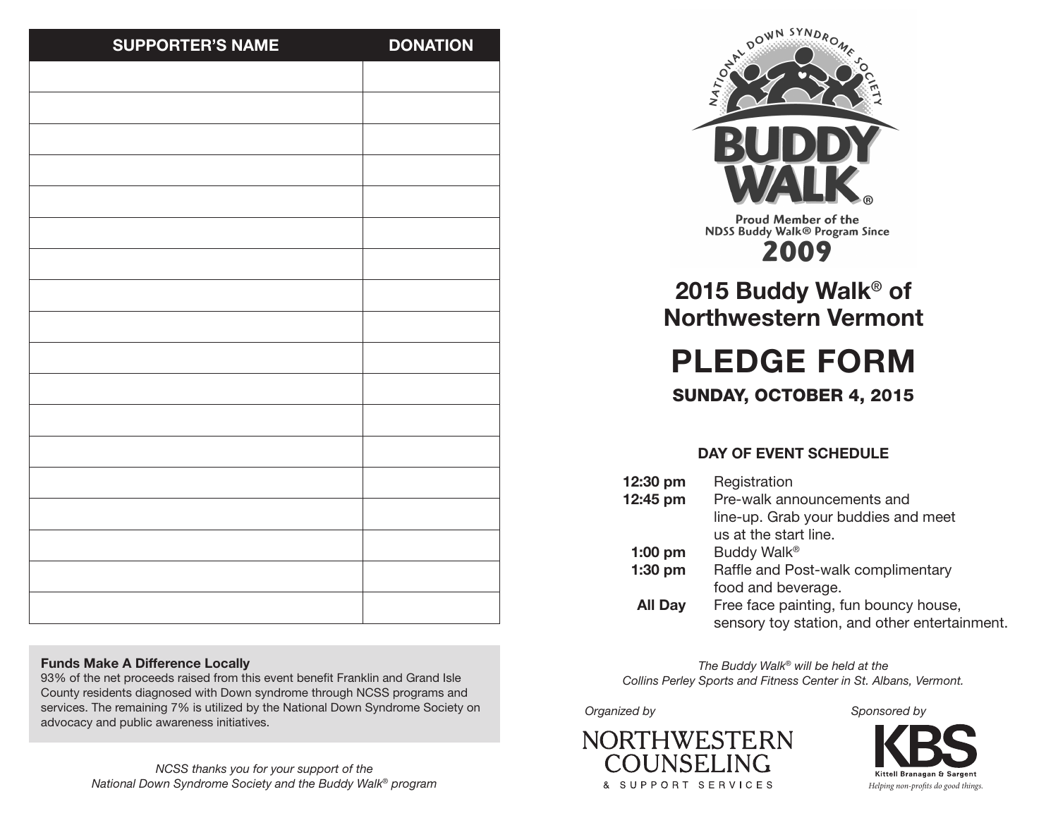| SUPPORTER'S NAME | DONATION |
|---|---|
| | |
| | |
| | |
| | |
| | |
| | |
| | |
| | |
| | |
| | |
| | |
| | |
| | |
| | |
| | |
| | |
| | |
| | |

**Funds Make A Difference Locally**
93% of the net proceeds raised from this event benefit Franklin and Grand Isle County residents diagnosed with Down syndrome through NCSS programs and services. The remaining 7% is utilized by the National Down Syndrome Society on advocacy and public awareness initiatives.

*NCSS thanks you for your support of the National Down Syndrome Society and the Buddy Walk® program*

NATIONAL DOWN SYNDROME SOCIETY

BUDDY WALK®

Proud Member of the NDSS Buddy Walk® Program Since 2009

## 2015 Buddy Walk® of Northwestern Vermont

# PLEDGE FORM

### SUNDAY, OCTOBER 4, 2015

**DAY OF EVENT SCHEDULE**

| | |
|---|---|
| **12:30 pm** | Registration |
| **12:45 pm** | Pre-walk announcements and line-up. Grab your buddies and meet us at the start line. |
| **1:00 pm** | Buddy Walk® |
| **1:30 pm** | Raffle and Post-walk complimentary food and beverage. |
| **All Day** | Free face painting, fun bouncy house, sensory toy station, and other entertainment. |

*The Buddy Walk® will be held at the Collins Perley Sports and Fitness Center in St. Albans, Vermont.*

*Organized by*

NORTHWESTERN COUNSELING & SUPPORT SERVICES

*Sponsored by*

KBS
Kittell Branagan & Sargent
*Helping non-profits do good things.*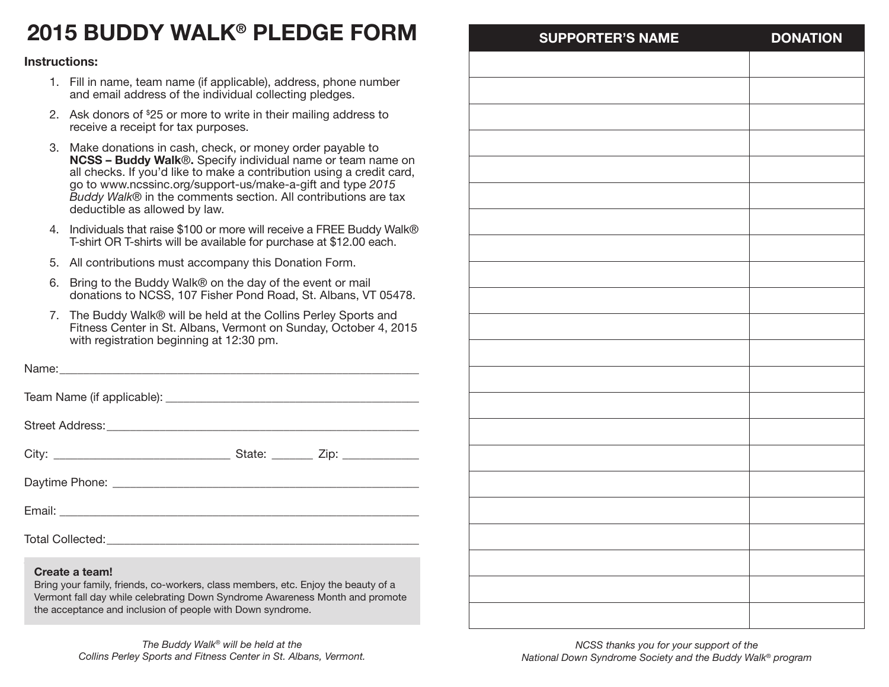# 2015 BUDDY WALK® PLEDGE FORM

**Instructions:**

1. Fill in name, team name (if applicable), address, phone number and email address of the individual collecting pledges.
2. Ask donors of $25 or more to write in their mailing address to receive a receipt for tax purposes.
3. Make donations in cash, check, or money order payable to **NCSS – Buddy Walk®.** Specify individual name or team name on all checks. If you'd like to make a contribution using a credit card, go to www.ncssinc.org/support-us/make-a-gift and type *2015 Buddy Walk®* in the comments section. All contributions are tax deductible as allowed by law.
4. Individuals that raise $100 or more will receive a FREE Buddy Walk® T-shirt OR T-shirts will be available for purchase at $12.00 each.
5. All contributions must accompany this Donation Form.
6. Bring to the Buddy Walk® on the day of the event or mail donations to NCSS, 107 Fisher Pond Road, St. Albans, VT 05478.
7. The Buddy Walk® will be held at the Collins Perley Sports and Fitness Center in St. Albans, Vermont on Sunday, October 4, 2015 with registration beginning at 12:30 pm.

Name:______________________________________________

Team Name (if applicable): ______________________________

Street Address:_______________________________________

City: ______________________ State: ______ Zip: __________

Daytime Phone: _______________________________________

Email: ______________________________________________

Total Collected:_______________________________________

**Create a team!**
Bring your family, friends, co-workers, class members, etc. Enjoy the beauty of a Vermont fall day while celebrating Down Syndrome Awareness Month and promote the acceptance and inclusion of people with Down syndrome.

*The Buddy Walk® will be held at the Collins Perley Sports and Fitness Center in St. Albans, Vermont.*

| SUPPORTER'S NAME | DONATION |
|---|---|
| | |
| | |
| | |
| | |
| | |
| | |
| | |
| | |
| | |
| | |
| | |
| | |
| | |
| | |
| | |
| | |
| | |
| | |
| | |
| | |
| | |
| | |

*NCSS thanks you for your support of the National Down Syndrome Society and the Buddy Walk® program*